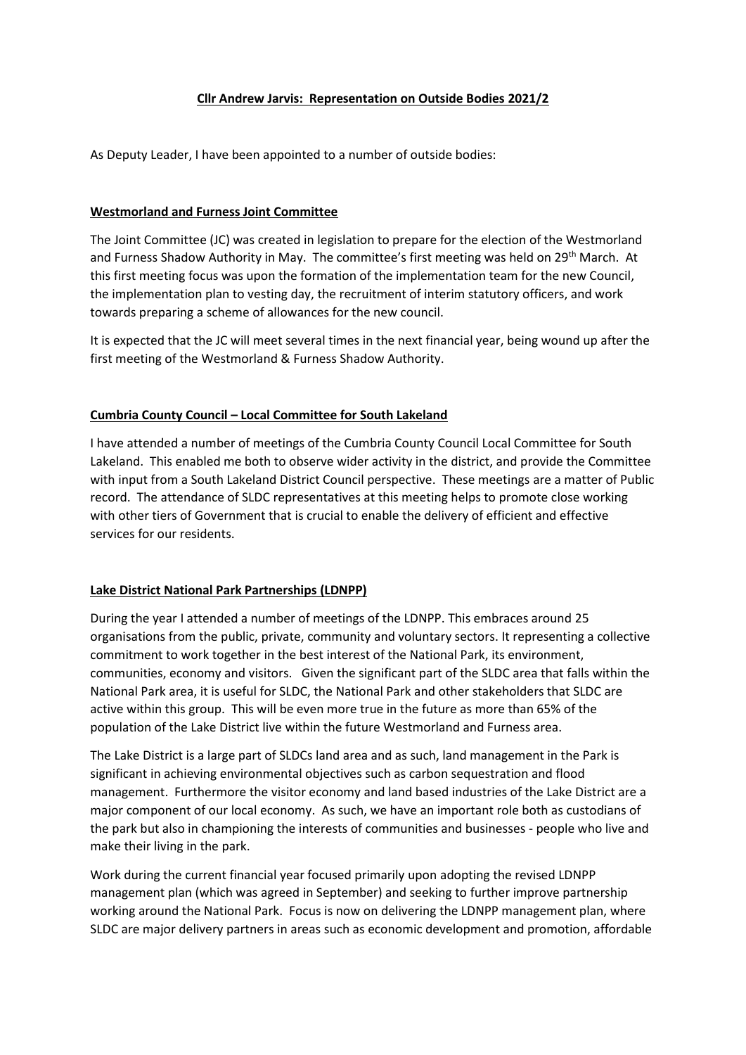# Cllr Andrew Jarvis: Representation on Outside Bodies 2021/2

As Deputy Leader, I have been appointed to a number of outside bodies:

## Westmorland and Furness Joint Committee

The Joint Committee (JC) was created in legislation to prepare for the election of the Westmorland and Furness Shadow Authority in May. The committee's first meeting was held on 29th March. At this first meeting focus was upon the formation of the implementation team for the new Council, the implementation plan to vesting day, the recruitment of interim statutory officers, and work towards preparing a scheme of allowances for the new council.

It is expected that the JC will meet several times in the next financial year, being wound up after the first meeting of the Westmorland & Furness Shadow Authority.

## Cumbria County Council – Local Committee for South Lakeland

I have attended a number of meetings of the Cumbria County Council Local Committee for South Lakeland. This enabled me both to observe wider activity in the district, and provide the Committee with input from a South Lakeland District Council perspective. These meetings are a matter of Public record. The attendance of SLDC representatives at this meeting helps to promote close working with other tiers of Government that is crucial to enable the delivery of efficient and effective services for our residents.

## Lake District National Park Partnerships (LDNPP)

During the year I attended a number of meetings of the LDNPP. This embraces around 25 organisations from the public, private, community and voluntary sectors. It representing a collective commitment to work together in the best interest of the National Park, its environment, communities, economy and visitors. Given the significant part of the SLDC area that falls within the National Park area, it is useful for SLDC, the National Park and other stakeholders that SLDC are active within this group. This will be even more true in the future as more than 65% of the population of the Lake District live within the future Westmorland and Furness area.

The Lake District is a large part of SLDCs land area and as such, land management in the Park is significant in achieving environmental objectives such as carbon sequestration and flood management. Furthermore the visitor economy and land based industries of the Lake District are a major component of our local economy. As such, we have an important role both as custodians of the park but also in championing the interests of communities and businesses - people who live and make their living in the park.

Work during the current financial year focused primarily upon adopting the revised LDNPP management plan (which was agreed in September) and seeking to further improve partnership working around the National Park. Focus is now on delivering the LDNPP management plan, where SLDC are major delivery partners in areas such as economic development and promotion, affordable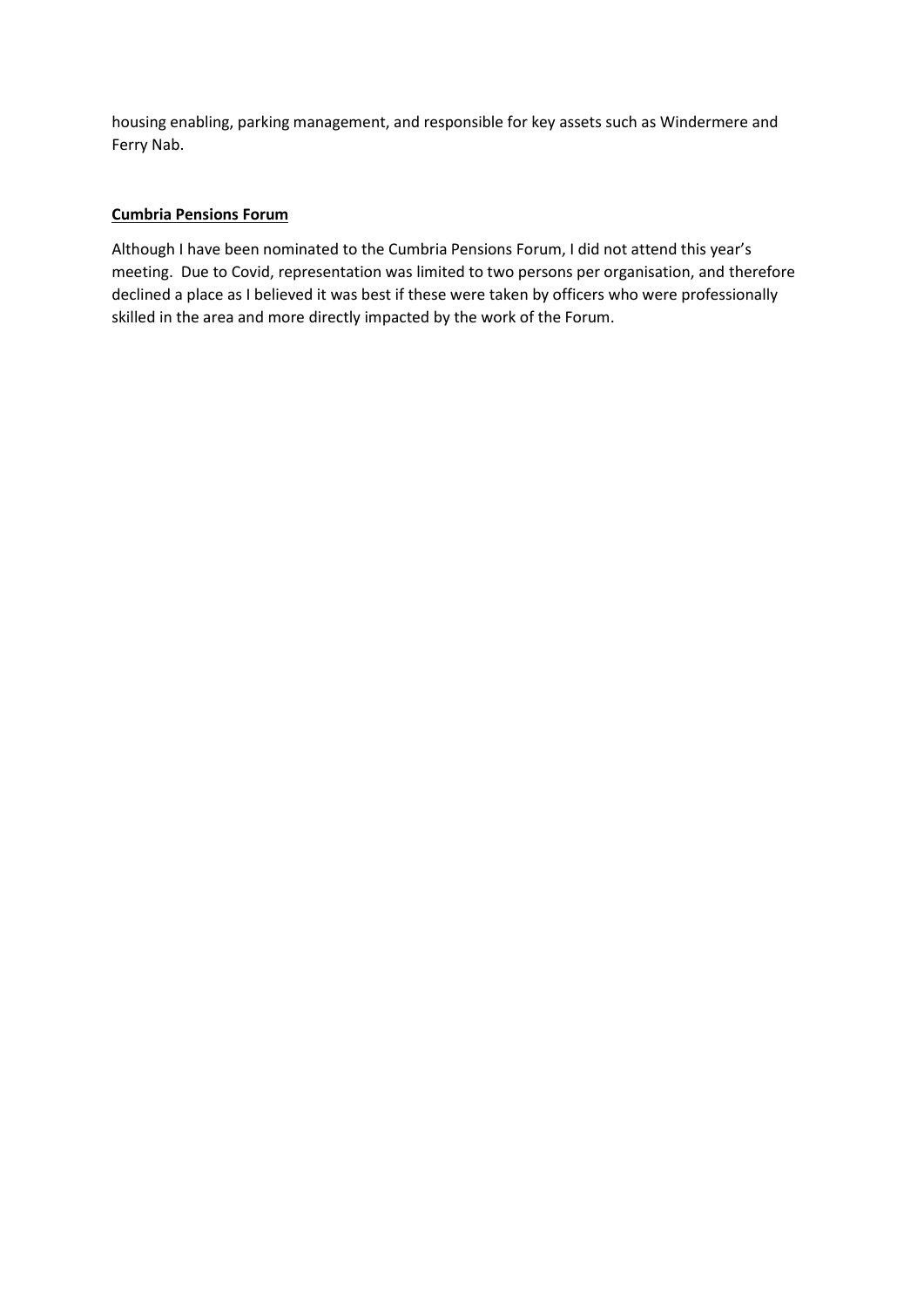housing enabling, parking management, and responsible for key assets such as Windermere and Ferry Nab.

**Cumbria Pensions Forum**

Although I have been nominated to the Cumbria Pensions Forum, I did not attend this year's meeting. Due to Covid, representation was limited to two persons per organisation, and therefore declined a place as I believed it was best if these were taken by officers who were professionally skilled in the area and more directly impacted by the work of the Forum.